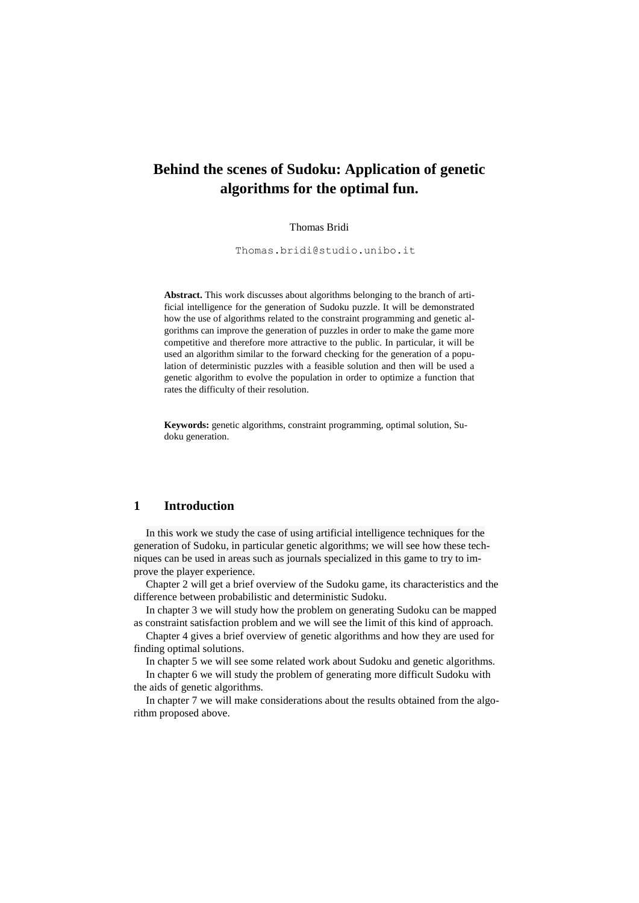# Behind the scenes of Sudoku: Application of genetic algorithms for the optimal fun.

Thomas Bridi

Thomas.bridi@studio.unibo.it

**Abstract.** This work discusses about algorithms belonging to the branch of artificial intelligence for the generation of Sudoku puzzle. It will be demonstrated how the use of algorithms related to the constraint programming and genetic algorithms can improve the generation of puzzles in order to make the game more competitive and therefore more attractive to the public. In particular, it will be used an algorithm similar to the forward checking for the generation of a population of deterministic puzzles with a feasible solution and then will be used a genetic algorithm to evolve the population in order to optimize a function that rates the difficulty of their resolution.

**Keywords:** genetic algorithms, constraint programming, optimal solution, Sudoku generation.

## 1 Introduction

In this work we study the case of using artificial intelligence techniques for the generation of Sudoku, in particular genetic algorithms; we will see how these techniques can be used in areas such as journals specialized in this game to try to improve the player experience.

Chapter 2 will get a brief overview of the Sudoku game, its characteristics and the difference between probabilistic and deterministic Sudoku.

In chapter 3 we will study how the problem on generating Sudoku can be mapped as constraint satisfaction problem and we will see the limit of this kind of approach.

Chapter 4 gives a brief overview of genetic algorithms and how they are used for finding optimal solutions.

In chapter 5 we will see some related work about Sudoku and genetic algorithms.

In chapter 6 we will study the problem of generating more difficult Sudoku with the aids of genetic algorithms.

In chapter 7 we will make considerations about the results obtained from the algorithm proposed above.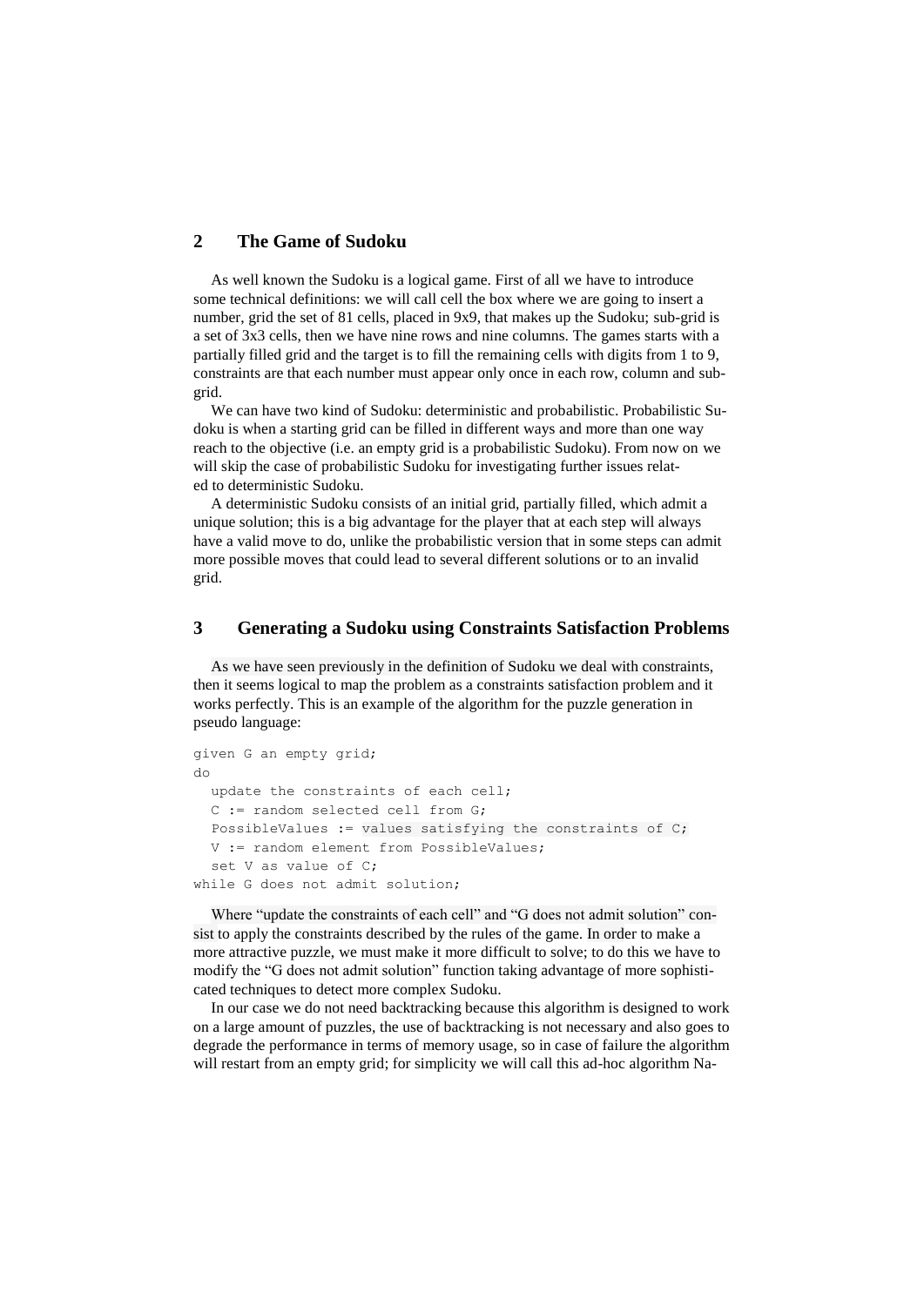## 2 The Game of Sudoku

As well known the Sudoku is a logical game. First of all we have to introduce some technical definitions: we will call cell the box where we are going to insert a number, grid the set of 81 cells, placed in 9x9, that makes up the Sudoku; sub-grid is a set of 3x3 cells, then we have nine rows and nine columns. The games starts with a partially filled grid and the target is to fill the remaining cells with digits from 1 to 9, constraints are that each number must appear only once in each row, column and sub-grid.

We can have two kind of Sudoku: deterministic and probabilistic. Probabilistic Sudoku is when a starting grid can be filled in different ways and more than one way reach to the objective (i.e. an empty grid is a probabilistic Sudoku). From now on we will skip the case of probabilistic Sudoku for investigating further issues related to deterministic Sudoku.

A deterministic Sudoku consists of an initial grid, partially filled, which admit a unique solution; this is a big advantage for the player that at each step will always have a valid move to do, unlike the probabilistic version that in some steps can admit more possible moves that could lead to several different solutions or to an invalid grid.

## 3 Generating a Sudoku using Constraints Satisfaction Problems

As we have seen previously in the definition of Sudoku we deal with constraints, then it seems logical to map the problem as a constraints satisfaction problem and it works perfectly. This is an example of the algorithm for the puzzle generation in pseudo language:

```
given G an empty grid;
do
  update the constraints of each cell;
  C := random selected cell from G;
  PossibleValues := values satisfying the constraints of C;
  V := random element from PossibleValues;
  set V as value of C;
while G does not admit solution;
```

Where "update the constraints of each cell" and "G does not admit solution" consist to apply the constraints described by the rules of the game. In order to make a more attractive puzzle, we must make it more difficult to solve; to do this we have to modify the "G does not admit solution" function taking advantage of more sophisticated techniques to detect more complex Sudoku.

In our case we do not need backtracking because this algorithm is designed to work on a large amount of puzzles, the use of backtracking is not necessary and also goes to degrade the performance in terms of memory usage, so in case of failure the algorithm will restart from an empty grid; for simplicity we will call this ad-hoc algorithm Na-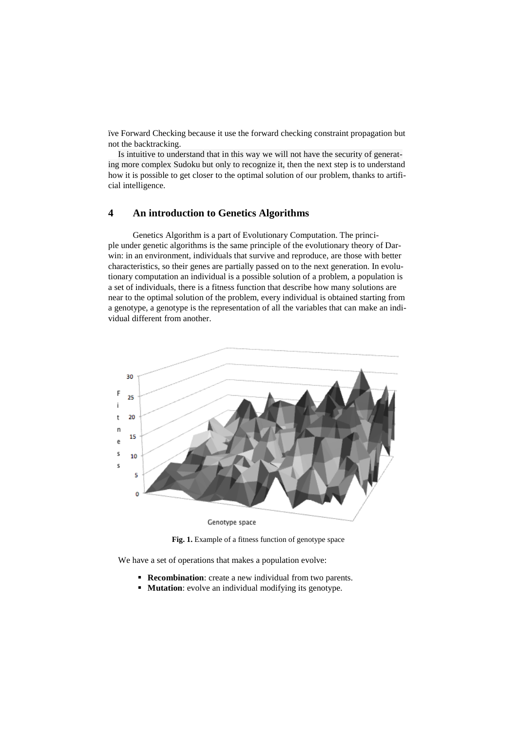ïve Forward Checking because it use the forward checking constraint propagation but not the backtracking.

Is intuitive to understand that in this way we will not have the security of generating more complex Sudoku but only to recognize it, then the next step is to understand how it is possible to get closer to the optimal solution of our problem, thanks to artificial intelligence.

## 4 An introduction to Genetics Algorithms

Genetics Algorithm is a part of Evolutionary Computation. The principle under genetic algorithms is the same principle of the evolutionary theory of Darwin: in an environment, individuals that survive and reproduce, are those with better characteristics, so their genes are partially passed on to the next generation. In evolutionary computation an individual is a possible solution of a problem, a population is a set of individuals, there is a fitness function that describe how many solutions are near to the optimal solution of the problem, every individual is obtained starting from a genotype, a genotype is the representation of all the variables that can make an individual different from another.

**Fig. 1.** Example of a fitness function of genotype space

We have a set of operations that makes a population evolve:

- **Recombination**: create a new individual from two parents.
- **Mutation**: evolve an individual modifying its genotype.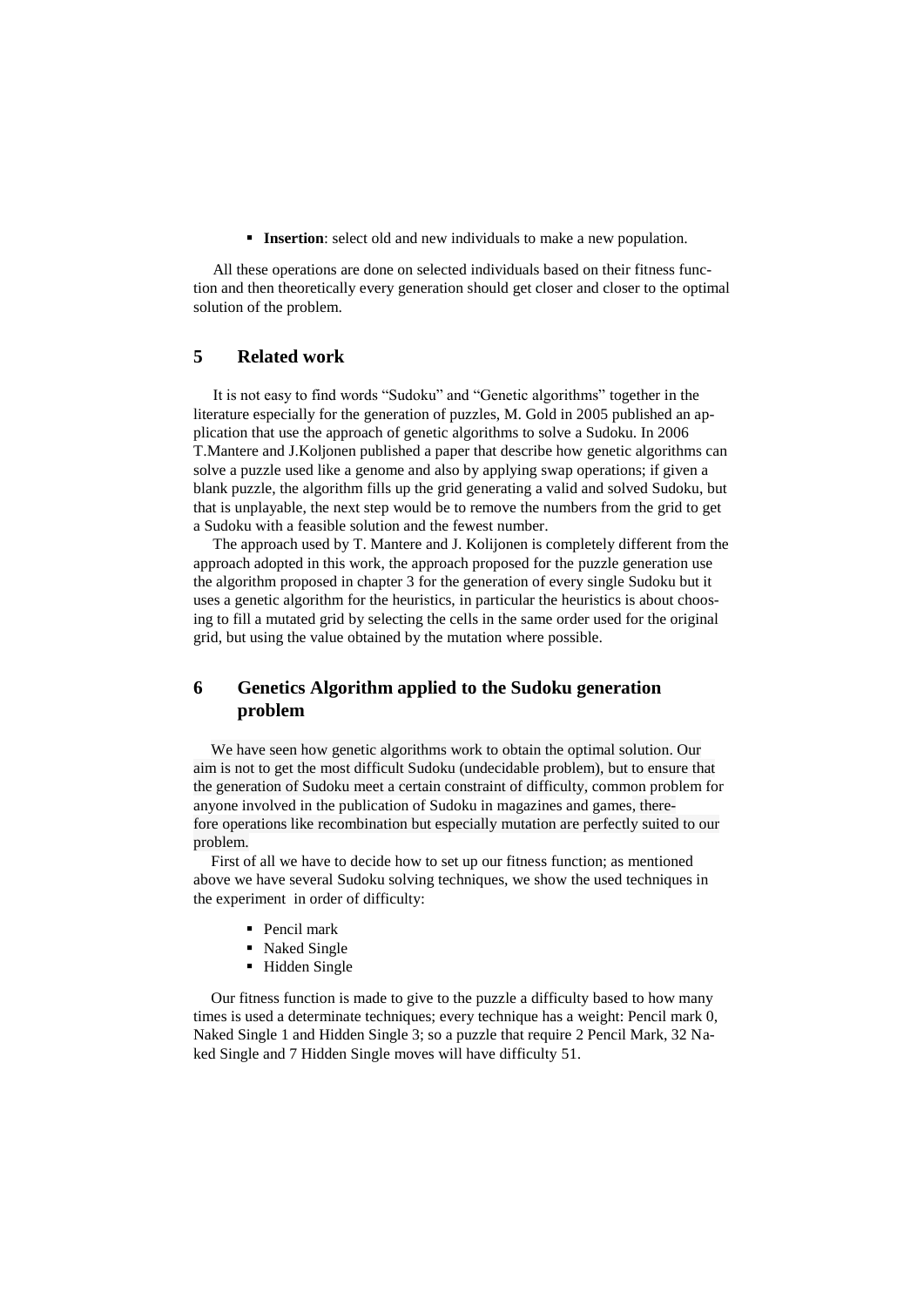- **Insertion**: select old and new individuals to make a new population.

All these operations are done on selected individuals based on their fitness function and then theoretically every generation should get closer and closer to the optimal solution of the problem.

## 5 Related work

It is not easy to find words “Sudoku” and “Genetic algorithms” together in the literature especially for the generation of puzzles, M. Gold in 2005 published an application that use the approach of genetic algorithms to solve a Sudoku. In 2006 T.Mantere and J.Koljonen published a paper that describe how genetic algorithms can solve a puzzle used like a genome and also by applying swap operations; if given a blank puzzle, the algorithm fills up the grid generating a valid and solved Sudoku, but that is unplayable, the next step would be to remove the numbers from the grid to get a Sudoku with a feasible solution and the fewest number.

The approach used by T. Mantere and J. Kolijonen is completely different from the approach adopted in this work, the approach proposed for the puzzle generation use the algorithm proposed in chapter 3 for the generation of every single Sudoku but it uses a genetic algorithm for the heuristics, in particular the heuristics is about choosing to fill a mutated grid by selecting the cells in the same order used for the original grid, but using the value obtained by the mutation where possible.

## 6 Genetics Algorithm applied to the Sudoku generation problem

We have seen how genetic algorithms work to obtain the optimal solution. Our aim is not to get the most difficult Sudoku (undecidable problem), but to ensure that the generation of Sudoku meet a certain constraint of difficulty, common problem for anyone involved in the publication of Sudoku in magazines and games, therefore operations like recombination but especially mutation are perfectly suited to our problem.

First of all we have to decide how to set up our fitness function; as mentioned above we have several Sudoku solving techniques, we show the used techniques in the experiment in order of difficulty:

- Pencil mark
- Naked Single
- Hidden Single

Our fitness function is made to give to the puzzle a difficulty based to how many times is used a determinate techniques; every technique has a weight: Pencil mark 0, Naked Single 1 and Hidden Single 3; so a puzzle that require 2 Pencil Mark, 32 Naked Single and 7 Hidden Single moves will have difficulty 51.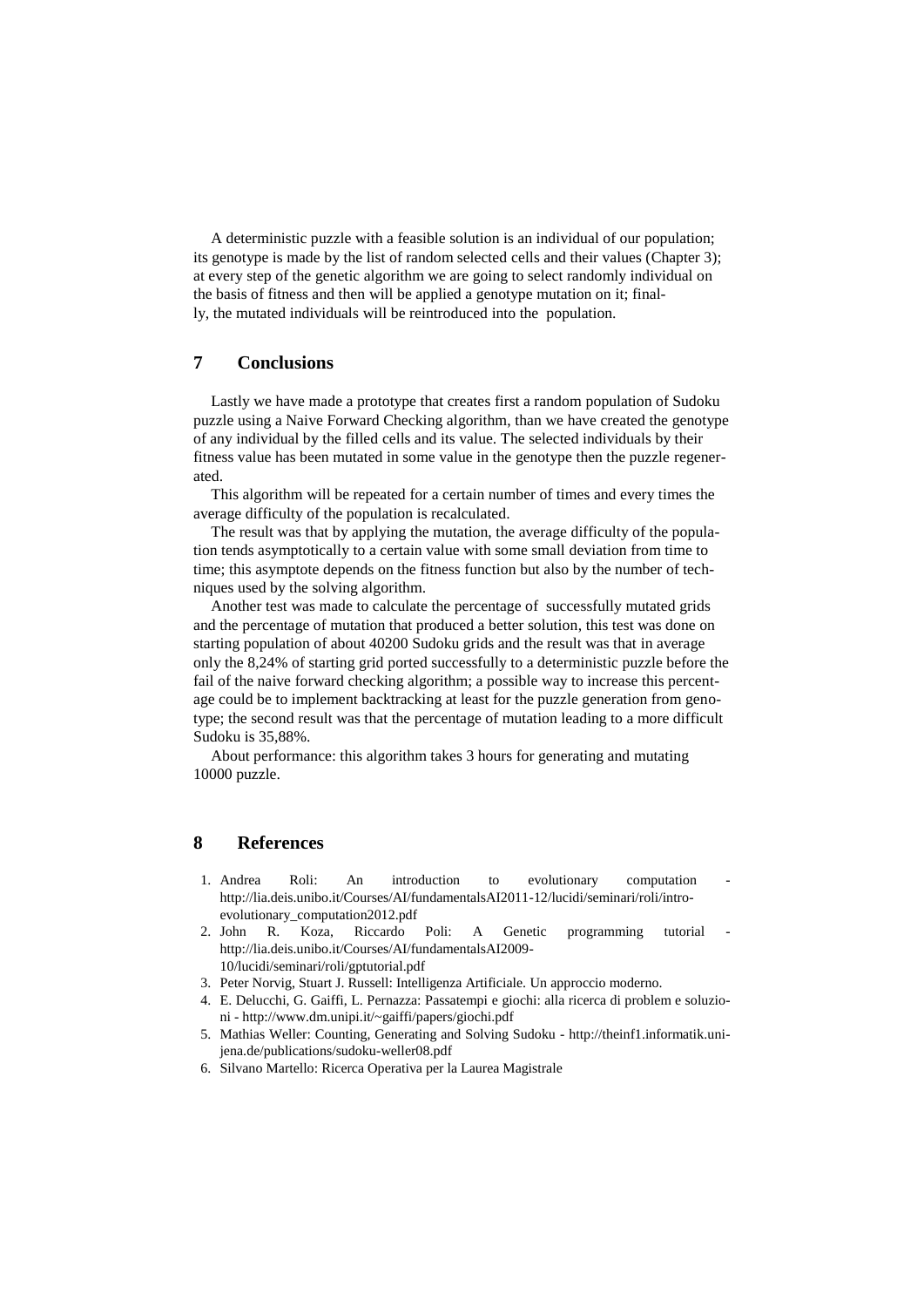A deterministic puzzle with a feasible solution is an individual of our population; its genotype is made by the list of random selected cells and their values (Chapter 3); at every step of the genetic algorithm we are going to select randomly individual on the basis of fitness and then will be applied a genotype mutation on it; finally, the mutated individuals will be reintroduced into the population.

## 7 Conclusions

Lastly we have made a prototype that creates first a random population of Sudoku puzzle using a Naive Forward Checking algorithm, than we have created the genotype of any individual by the filled cells and its value. The selected individuals by their fitness value has been mutated in some value in the genotype then the puzzle regenerated.

This algorithm will be repeated for a certain number of times and every times the average difficulty of the population is recalculated.

The result was that by applying the mutation, the average difficulty of the population tends asymptotically to a certain value with some small deviation from time to time; this asymptote depends on the fitness function but also by the number of techniques used by the solving algorithm.

Another test was made to calculate the percentage of successfully mutated grids and the percentage of mutation that produced a better solution, this test was done on starting population of about 40200 Sudoku grids and the result was that in average only the 8,24% of starting grid ported successfully to a deterministic puzzle before the fail of the naive forward checking algorithm; a possible way to increase this percentage could be to implement backtracking at least for the puzzle generation from genotype; the second result was that the percentage of mutation leading to a more difficult Sudoku is 35,88%.

About performance: this algorithm takes 3 hours for generating and mutating 10000 puzzle.

## 8 References

1. Andrea Roli: An introduction to evolutionary computation - http://lia.deis.unibo.it/Courses/AI/fundamentalsAI2011-12/lucidi/seminari/roli/intro-evolutionary_computation2012.pdf
2. John R. Koza, Riccardo Poli: A Genetic programming tutorial - http://lia.deis.unibo.it/Courses/AI/fundamentalsAI2009-10/lucidi/seminari/roli/gptutorial.pdf
3. Peter Norvig, Stuart J. Russell: Intelligenza Artificiale. Un approccio moderno.
4. E. Delucchi, G. Gaiffi, L. Pernazza: Passatempi e giochi: alla ricerca di problem e soluzioni - http://www.dm.unipi.it/~gaiffi/papers/giochi.pdf
5. Mathias Weller: Counting, Generating and Solving Sudoku - http://theinf1.informatik.uni-jena.de/publications/sudoku-weller08.pdf
6. Silvano Martello: Ricerca Operativa per la Laurea Magistrale